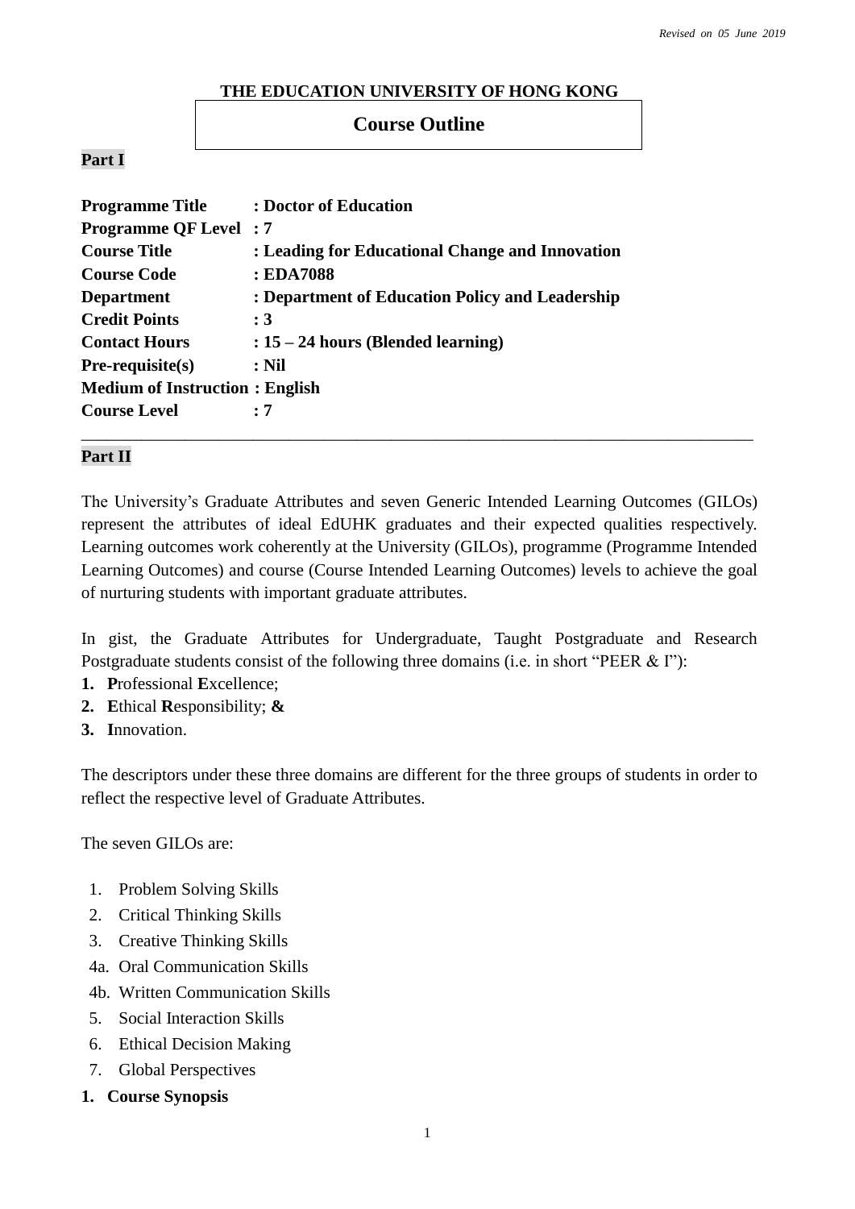*Revised on 05 June 2019*

**THE EDUCATION UNIVERSITY OF HONG KONG**

# Course Outline

**Part I**

**Programme Title : Doctor of Education**
**Programme QF Level : 7**
**Course Title : Leading for Educational Change and Innovation**
**Course Code : EDA7088**
**Department : Department of Education Policy and Leadership**
**Credit Points : 3**
**Contact Hours : 15 – 24 hours (Blended learning)**
**Pre-requisite(s) : Nil**
**Medium of Instruction : English**
**Course Level : 7**

---

**Part II**

The University's Graduate Attributes and seven Generic Intended Learning Outcomes (GILOs) represent the attributes of ideal EdUHK graduates and their expected qualities respectively. Learning outcomes work coherently at the University (GILOs), programme (Programme Intended Learning Outcomes) and course (Course Intended Learning Outcomes) levels to achieve the goal of nurturing students with important graduate attributes.

In gist, the Graduate Attributes for Undergraduate, Taught Postgraduate and Research Postgraduate students consist of the following three domains (i.e. in short "PEER & I"):

1. **P**rofessional **E**xcellence;
2. **E**thical **R**esponsibility; **&**
3. **I**nnovation.

The descriptors under these three domains are different for the three groups of students in order to reflect the respective level of Graduate Attributes.

The seven GILOs are:

1. Problem Solving Skills
2. Critical Thinking Skills
3. Creative Thinking Skills

4a. Oral Communication Skills
4b. Written Communication Skills

5. Social Interaction Skills
6. Ethical Decision Making
7. Global Perspectives

**1. Course Synopsis**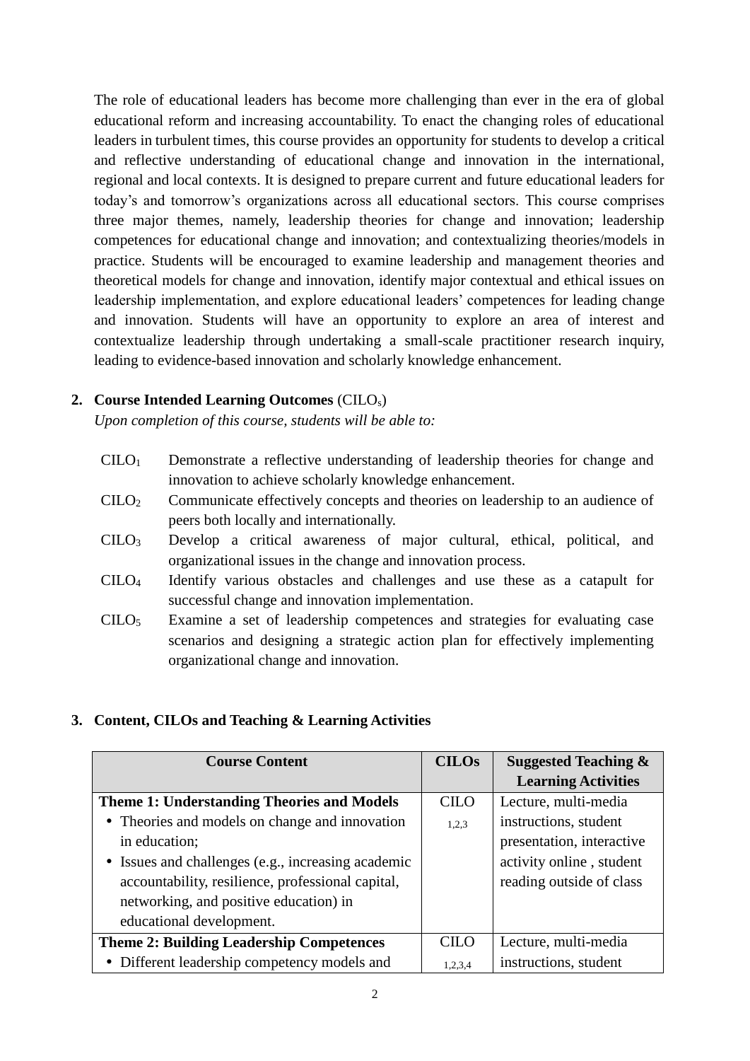The role of educational leaders has become more challenging than ever in the era of global educational reform and increasing accountability. To enact the changing roles of educational leaders in turbulent times, this course provides an opportunity for students to develop a critical and reflective understanding of educational change and innovation in the international, regional and local contexts. It is designed to prepare current and future educational leaders for today's and tomorrow's organizations across all educational sectors. This course comprises three major themes, namely, leadership theories for change and innovation; leadership competences for educational change and innovation; and contextualizing theories/models in practice. Students will be encouraged to examine leadership and management theories and theoretical models for change and innovation, identify major contextual and ethical issues on leadership implementation, and explore educational leaders' competences for leading change and innovation. Students will have an opportunity to explore an area of interest and contextualize leadership through undertaking a small-scale practitioner research inquiry, leading to evidence-based innovation and scholarly knowledge enhancement.

## 2. Course Intended Learning Outcomes (CILO$_s$)

*Upon completion of this course, students will be able to:*

- CILO$_1$ Demonstrate a reflective understanding of leadership theories for change and innovation to achieve scholarly knowledge enhancement.
- CILO$_2$ Communicate effectively concepts and theories on leadership to an audience of peers both locally and internationally.
- CILO$_3$ Develop a critical awareness of major cultural, ethical, political, and organizational issues in the change and innovation process.
- CILO$_4$ Identify various obstacles and challenges and use these as a catapult for successful change and innovation implementation.
- CILO$_5$ Examine a set of leadership competences and strategies for evaluating case scenarios and designing a strategic action plan for effectively implementing organizational change and innovation.

## 3. Content, CILOs and Teaching & Learning Activities

| Course Content | CILOs | Suggested Teaching & Learning Activities |
|---|---|---|
| **Theme 1: Understanding Theories and Models**<br>• Theories and models on change and innovation in education;<br>• Issues and challenges (e.g., increasing academic accountability, resilience, professional capital, networking, and positive education) in educational development. | CILO$_{1,2,3}$ | Lecture, multi-media instructions, student presentation, interactive activity online , student reading outside of class |
| **Theme 2: Building Leadership Competences**<br>• Different leadership competency models and | CILO$_{1,2,3,4}$ | Lecture, multi-media instructions, student |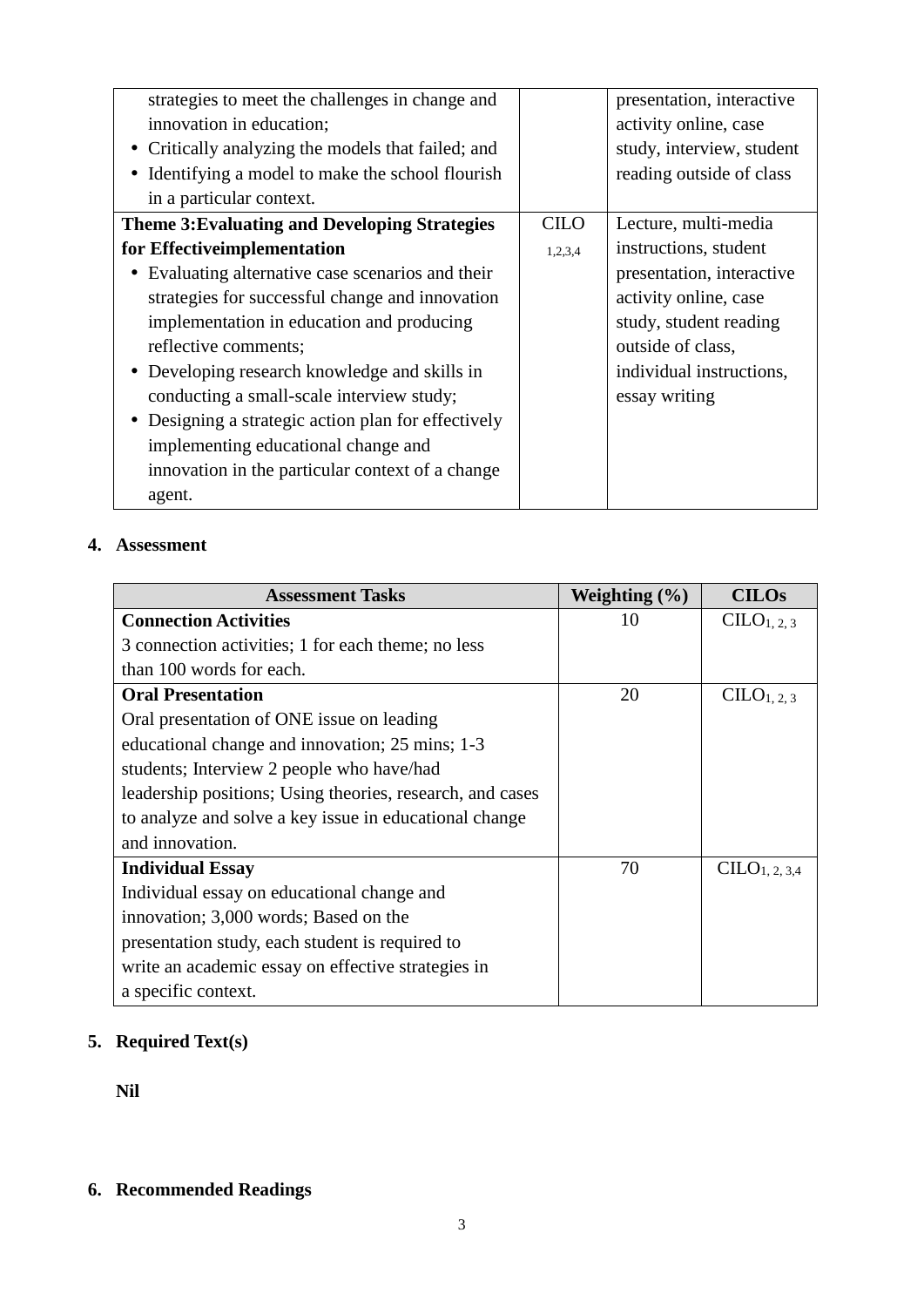| | | |
|---|---|---|
| strategies to meet the challenges in change and innovation in education;<br>• Critically analyzing the models that failed; and<br>• Identifying a model to make the school flourish in a particular context. | | presentation, interactive activity online, case study, interview, student reading outside of class |
| **Theme 3:Evaluating and Developing Strategies for Effectiveimplementation**<br>• Evaluating alternative case scenarios and their strategies for successful change and innovation implementation in education and producing reflective comments;<br>• Developing research knowledge and skills in conducting a small-scale interview study;<br>• Designing a strategic action plan for effectively implementing educational change and innovation in the particular context of a change agent. | CILO 1,2,3,4 | Lecture, multi-media instructions, student presentation, interactive activity online, case study, student reading outside of class, individual instructions, essay writing |

## 4. Assessment

| Assessment Tasks | Weighting (%) | CILOs |
|---|---|---|
| **Connection Activities**<br>3 connection activities; 1 for each theme; no less than 100 words for each. | 10 | $CILO_{1, 2, 3}$ |
| **Oral Presentation**<br>Oral presentation of ONE issue on leading educational change and innovation; 25 mins; 1-3 students; Interview 2 people who have/had leadership positions; Using theories, research, and cases to analyze and solve a key issue in educational change and innovation. | 20 | $CILO_{1, 2, 3}$ |
| **Individual Essay**<br>Individual essay on educational change and innovation; 3,000 words; Based on the presentation study, each student is required to write an academic essay on effective strategies in a specific context. | 70 | $CILO_{1, 2, 3,4}$ |

## 5. Required Text(s)

**Nil**

## 6. Recommended Readings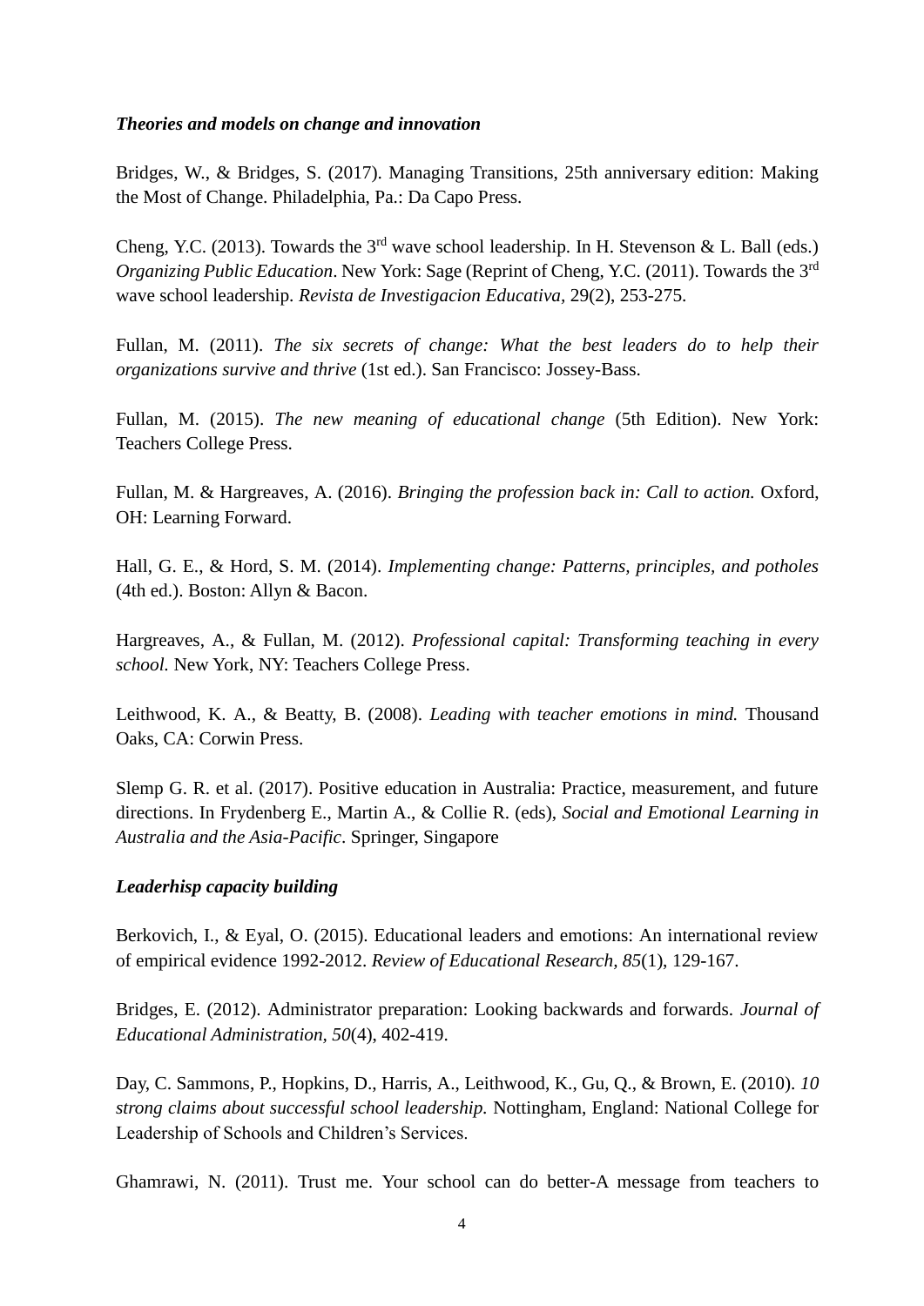***Theories and models on change and innovation***

Bridges, W., & Bridges, S. (2017). Managing Transitions, 25th anniversary edition: Making the Most of Change. Philadelphia, Pa.: Da Capo Press.

Cheng, Y.C. (2013). Towards the 3rd wave school leadership. In H. Stevenson & L. Ball (eds.) *Organizing Public Education*. New York: Sage (Reprint of Cheng, Y.C. (2011). Towards the 3rd wave school leadership. *Revista de Investigacion Educativa*, 29(2), 253-275.

Fullan, M. (2011). *The six secrets of change: What the best leaders do to help their organizations survive and thrive* (1st ed.). San Francisco: Jossey-Bass.

Fullan, M. (2015). *The new meaning of educational change* (5th Edition). New York: Teachers College Press.

Fullan, M. & Hargreaves, A. (2016). *Bringing the profession back in: Call to action.* Oxford, OH: Learning Forward.

Hall, G. E., & Hord, S. M. (2014). *Implementing change: Patterns, principles, and potholes* (4th ed.). Boston: Allyn & Bacon.

Hargreaves, A., & Fullan, M. (2012). *Professional capital: Transforming teaching in every school.* New York, NY: Teachers College Press.

Leithwood, K. A., & Beatty, B. (2008). *Leading with teacher emotions in mind.* Thousand Oaks, CA: Corwin Press.

Slemp G. R. et al. (2017). Positive education in Australia: Practice, measurement, and future directions. In Frydenberg E., Martin A., & Collie R. (eds), *Social and Emotional Learning in Australia and the Asia-Pacific*. Springer, Singapore

***Leaderhisp capacity building***

Berkovich, I., & Eyal, O. (2015). Educational leaders and emotions: An international review of empirical evidence 1992-2012. *Review of Educational Research, 85*(1), 129-167.

Bridges, E. (2012). Administrator preparation: Looking backwards and forwards. *Journal of Educational Administration, 50*(4), 402-419.

Day, C. Sammons, P., Hopkins, D., Harris, A., Leithwood, K., Gu, Q., & Brown, E. (2010). *10 strong claims about successful school leadership.* Nottingham, England: National College for Leadership of Schools and Children's Services.

Ghamrawi, N. (2011). Trust me. Your school can do better-A message from teachers to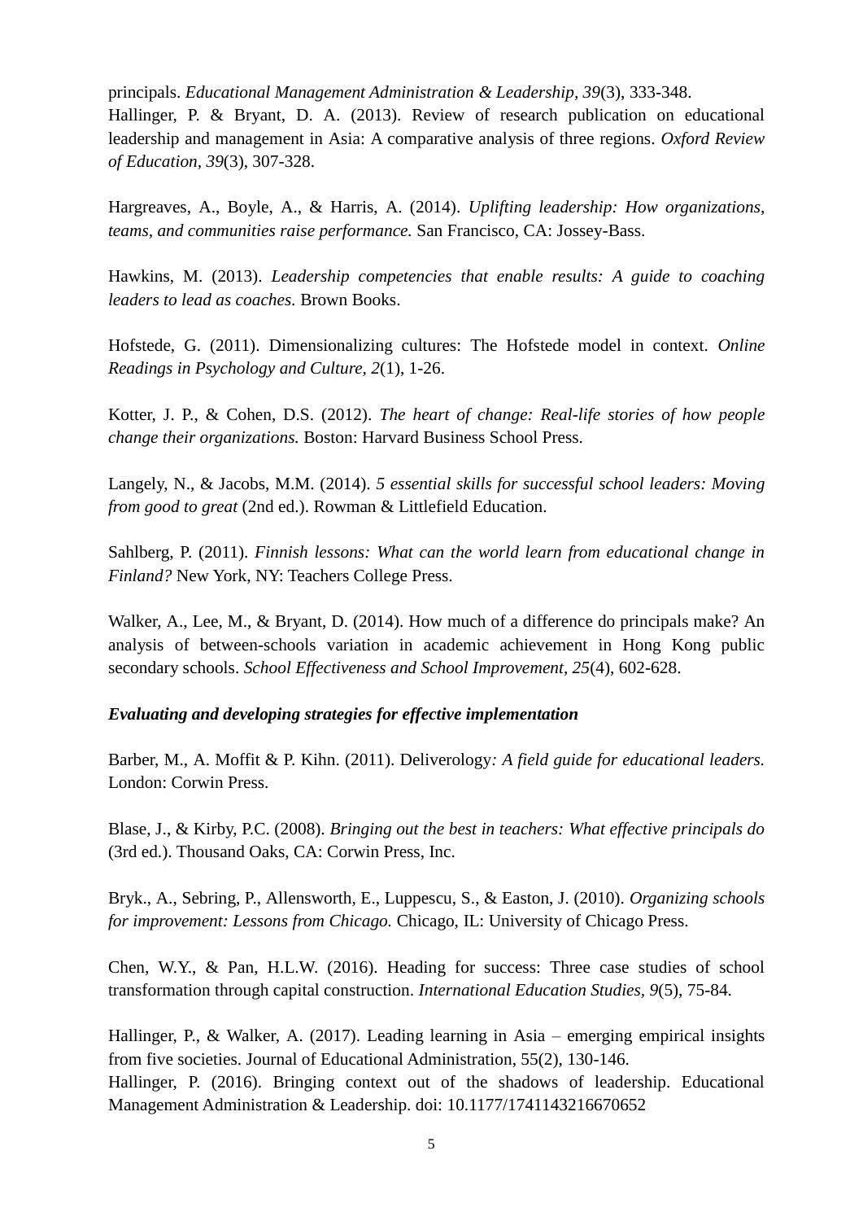principals. *Educational Management Administration & Leadership, 39*(3), 333-348.
Hallinger, P. & Bryant, D. A. (2013). Review of research publication on educational leadership and management in Asia: A comparative analysis of three regions. *Oxford Review of Education, 39*(3), 307-328.

Hargreaves, A., Boyle, A., & Harris, A. (2014). *Uplifting leadership: How organizations, teams, and communities raise performance.* San Francisco, CA: Jossey-Bass.

Hawkins, M. (2013). *Leadership competencies that enable results: A guide to coaching leaders to lead as coaches.* Brown Books.

Hofstede, G. (2011). Dimensionalizing cultures: The Hofstede model in context. *Online Readings in Psychology and Culture, 2*(1), 1-26.

Kotter, J. P., & Cohen, D.S. (2012). *The heart of change: Real-life stories of how people change their organizations.* Boston: Harvard Business School Press.

Langely, N., & Jacobs, M.M. (2014). *5 essential skills for successful school leaders: Moving from good to great* (2nd ed.). Rowman & Littlefield Education.

Sahlberg, P. (2011). *Finnish lessons: What can the world learn from educational change in Finland?* New York, NY: Teachers College Press.

Walker, A., Lee, M., & Bryant, D. (2014). How much of a difference do principals make? An analysis of between-schools variation in academic achievement in Hong Kong public secondary schools. *School Effectiveness and School Improvement, 25*(4), 602-628.

***Evaluating and developing strategies for effective implementation***

Barber, M., A. Moffit & P. Kihn. (2011). Deliverology*: A field guide for educational leaders.* London: Corwin Press.

Blase, J., & Kirby, P.C. (2008). *Bringing out the best in teachers: What effective principals do* (3rd ed.). Thousand Oaks, CA: Corwin Press, Inc.

Bryk., A., Sebring, P., Allensworth, E., Luppescu, S., & Easton, J. (2010). *Organizing schools for improvement: Lessons from Chicago.* Chicago, IL: University of Chicago Press.

Chen, W.Y., & Pan, H.L.W. (2016). Heading for success: Three case studies of school transformation through capital construction. *International Education Studies, 9*(5), 75-84.

Hallinger, P., & Walker, A. (2017). Leading learning in Asia – emerging empirical insights from five societies. Journal of Educational Administration, 55(2), 130-146.
Hallinger, P. (2016). Bringing context out of the shadows of leadership. Educational Management Administration & Leadership. doi: 10.1177/1741143216670652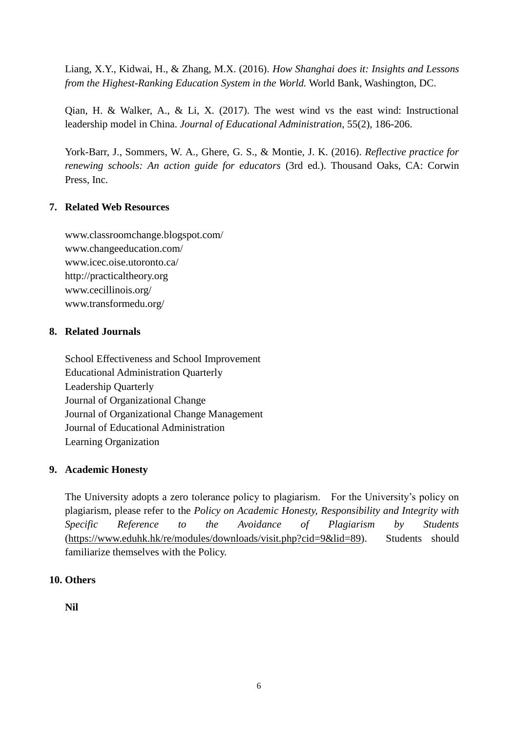Liang, X.Y., Kidwai, H., & Zhang, M.X. (2016). *How Shanghai does it: Insights and Lessons from the Highest-Ranking Education System in the World.* World Bank, Washington, DC.

Qian, H. & Walker, A., & Li, X. (2017). The west wind vs the east wind: Instructional leadership model in China. *Journal of Educational Administration,* 55(2), 186-206.

York-Barr, J., Sommers, W. A., Ghere, G. S., & Montie, J. K. (2016). *Reflective practice for renewing schools: An action guide for educators* (3rd ed.). Thousand Oaks, CA: Corwin Press, Inc.

## 7. Related Web Resources

www.classroomchange.blogspot.com/
www.changeeducation.com/
www.icec.oise.utoronto.ca/
http://practicaltheory.org
www.cecillinois.org/
www.transformedu.org/

## 8. Related Journals

School Effectiveness and School Improvement
Educational Administration Quarterly
Leadership Quarterly
Journal of Organizational Change
Journal of Organizational Change Management
Journal of Educational Administration
Learning Organization

## 9. Academic Honesty

The University adopts a zero tolerance policy to plagiarism. For the University's policy on plagiarism, please refer to the *Policy on Academic Honesty, Responsibility and Integrity with Specific Reference to the Avoidance of Plagiarism by Students* (https://www.eduhk.hk/re/modules/downloads/visit.php?cid=9&lid=89). Students should familiarize themselves with the Policy.

## 10. Others

**Nil**